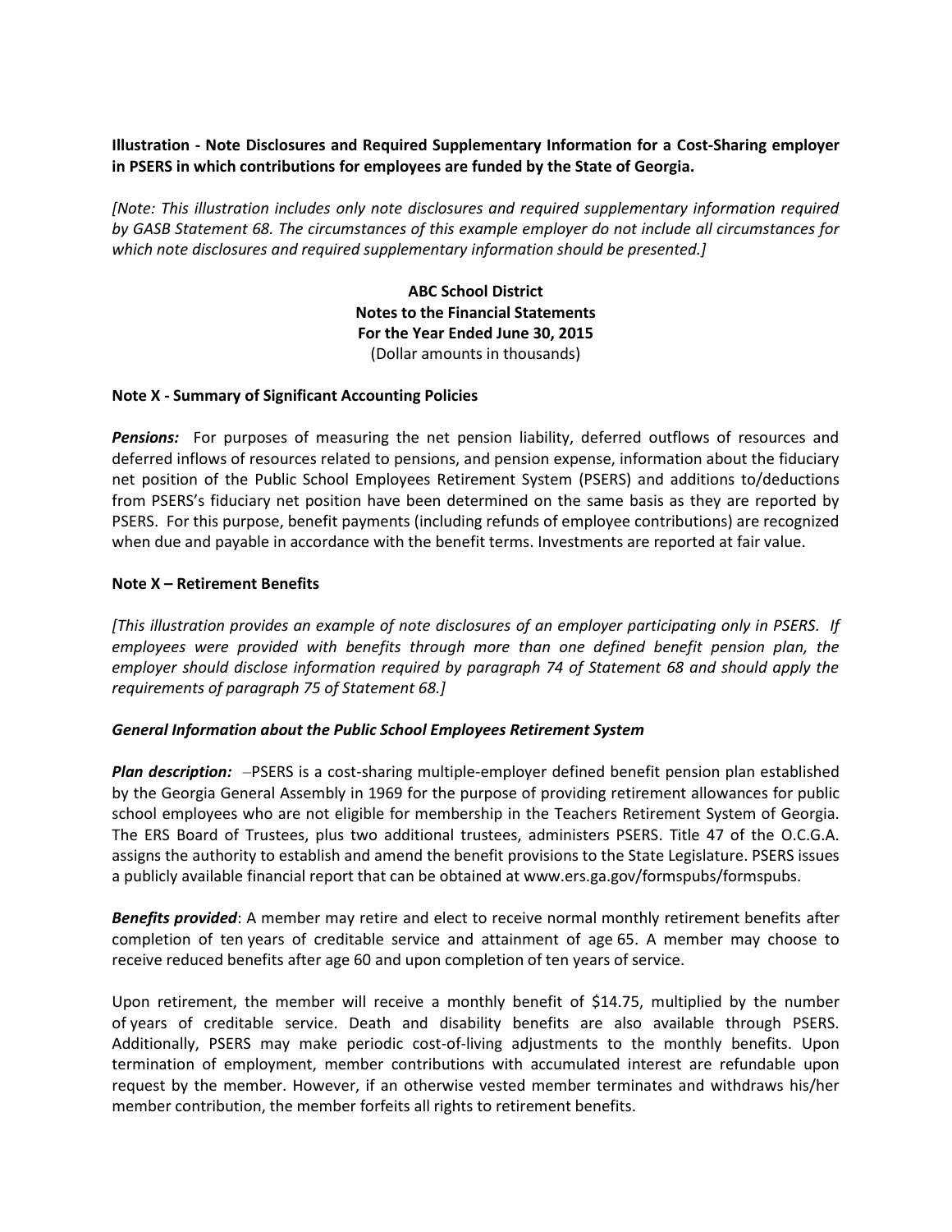**Illustration - Note Disclosures and Required Supplementary Information for a Cost-Sharing employer in PSERS in which contributions for employees are funded by the State of Georgia.**

*[Note: This illustration includes only note disclosures and required supplementary information required by GASB Statement 68. The circumstances of this example employer do not include all circumstances for which note disclosures and required supplementary information should be presented.]*

**ABC School District**
**Notes to the Financial Statements**
**For the Year Ended June 30, 2015**
(Dollar amounts in thousands)

**Note X - Summary of Significant Accounting Policies**

***Pensions:*** For purposes of measuring the net pension liability, deferred outflows of resources and deferred inflows of resources related to pensions, and pension expense, information about the fiduciary net position of the Public School Employees Retirement System (PSERS) and additions to/deductions from PSERS's fiduciary net position have been determined on the same basis as they are reported by PSERS. For this purpose, benefit payments (including refunds of employee contributions) are recognized when due and payable in accordance with the benefit terms. Investments are reported at fair value.

**Note X – Retirement Benefits**

*[This illustration provides an example of note disclosures of an employer participating only in PSERS. If employees were provided with benefits through more than one defined benefit pension plan, the employer should disclose information required by paragraph 74 of Statement 68 and should apply the requirements of paragraph 75 of Statement 68.]*

***General Information about the Public School Employees Retirement System***

***Plan description:*** –PSERS is a cost-sharing multiple-employer defined benefit pension plan established by the Georgia General Assembly in 1969 for the purpose of providing retirement allowances for public school employees who are not eligible for membership in the Teachers Retirement System of Georgia. The ERS Board of Trustees, plus two additional trustees, administers PSERS. Title 47 of the O.C.G.A. assigns the authority to establish and amend the benefit provisions to the State Legislature. PSERS issues a publicly available financial report that can be obtained at www.ers.ga.gov/formspubs/formspubs.

***Benefits provided***: A member may retire and elect to receive normal monthly retirement benefits after completion of ten years of creditable service and attainment of age 65. A member may choose to receive reduced benefits after age 60 and upon completion of ten years of service.

Upon retirement, the member will receive a monthly benefit of $14.75, multiplied by the number of years of creditable service. Death and disability benefits are also available through PSERS. Additionally, PSERS may make periodic cost-of-living adjustments to the monthly benefits. Upon termination of employment, member contributions with accumulated interest are refundable upon request by the member. However, if an otherwise vested member terminates and withdraws his/her member contribution, the member forfeits all rights to retirement benefits.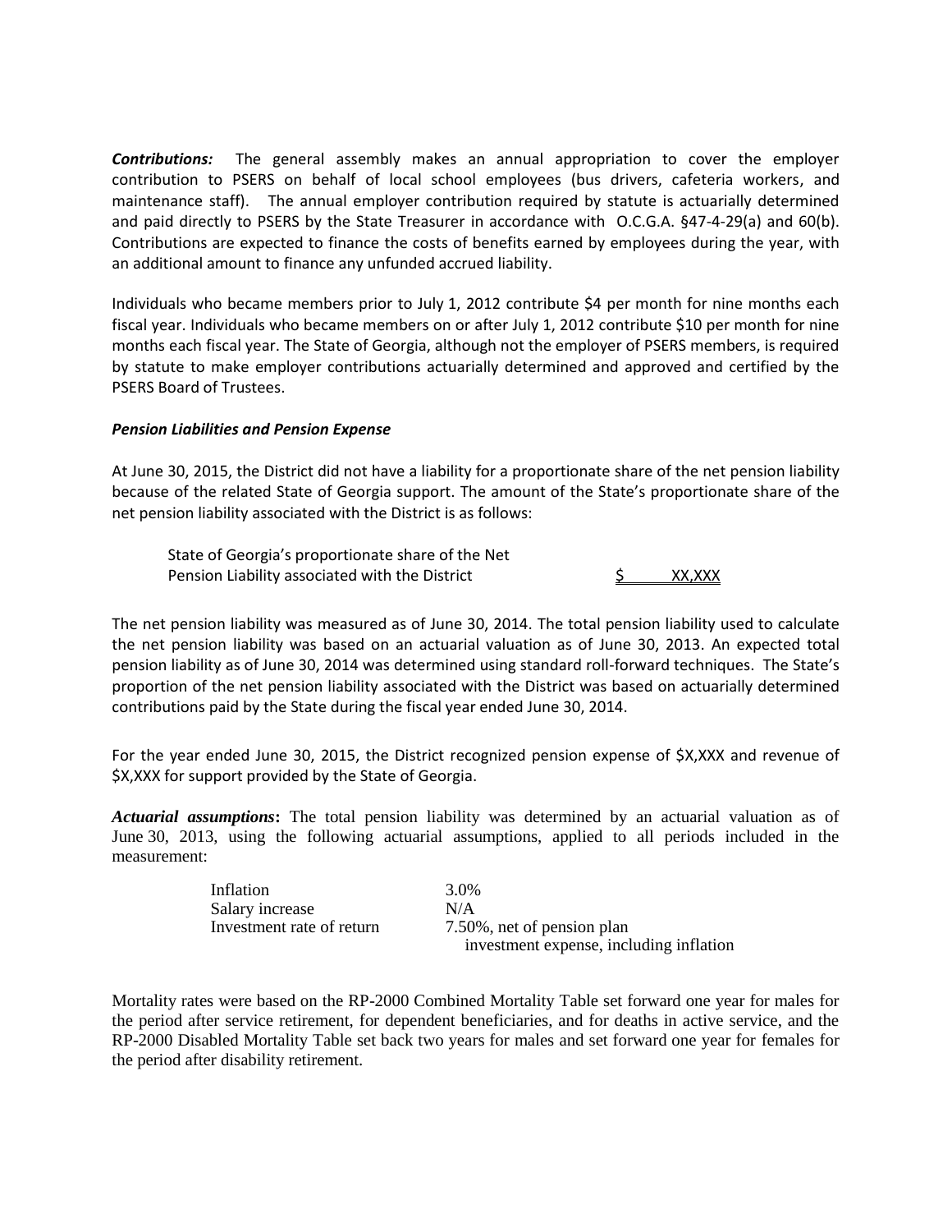***Contributions:*** The general assembly makes an annual appropriation to cover the employer contribution to PSERS on behalf of local school employees (bus drivers, cafeteria workers, and maintenance staff). The annual employer contribution required by statute is actuarially determined and paid directly to PSERS by the State Treasurer in accordance with O.C.G.A. §47-4-29(a) and 60(b). Contributions are expected to finance the costs of benefits earned by employees during the year, with an additional amount to finance any unfunded accrued liability.

Individuals who became members prior to July 1, 2012 contribute $4 per month for nine months each fiscal year. Individuals who became members on or after July 1, 2012 contribute $10 per month for nine months each fiscal year. The State of Georgia, although not the employer of PSERS members, is required by statute to make employer contributions actuarially determined and approved and certified by the PSERS Board of Trustees.

***Pension Liabilities and Pension Expense***

At June 30, 2015, the District did not have a liability for a proportionate share of the net pension liability because of the related State of Georgia support. The amount of the State's proportionate share of the net pension liability associated with the District is as follows:

| | |
|---|---|
| State of Georgia's proportionate share of the Net Pension Liability associated with the District | $ XX,XXX |

The net pension liability was measured as of June 30, 2014. The total pension liability used to calculate the net pension liability was based on an actuarial valuation as of June 30, 2013. An expected total pension liability as of June 30, 2014 was determined using standard roll-forward techniques. The State's proportion of the net pension liability associated with the District was based on actuarially determined contributions paid by the State during the fiscal year ended June 30, 2014.

For the year ended June 30, 2015, the District recognized pension expense of $X,XXX and revenue of $X,XXX for support provided by the State of Georgia.

***Actuarial assumptions*:** The total pension liability was determined by an actuarial valuation as of June 30, 2013, using the following actuarial assumptions, applied to all periods included in the measurement:

| | |
|---|---|
| Inflation | 3.0% |
| Salary increase | N/A |
| Investment rate of return | 7.50%, net of pension plan investment expense, including inflation |

Mortality rates were based on the RP-2000 Combined Mortality Table set forward one year for males for the period after service retirement, for dependent beneficiaries, and for deaths in active service, and the RP-2000 Disabled Mortality Table set back two years for males and set forward one year for females for the period after disability retirement.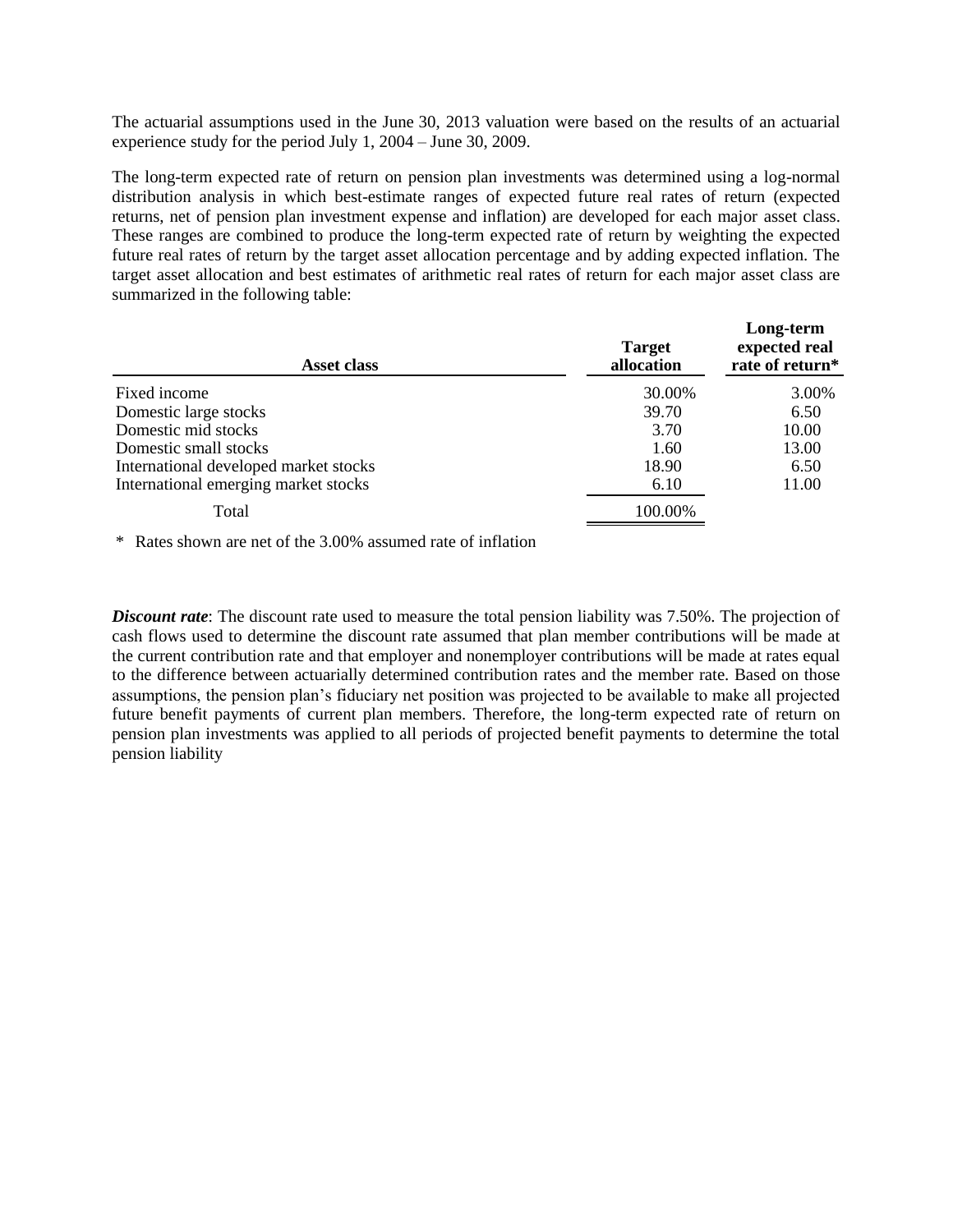The actuarial assumptions used in the June 30, 2013 valuation were based on the results of an actuarial experience study for the period July 1, 2004 – June 30, 2009.

The long-term expected rate of return on pension plan investments was determined using a log-normal distribution analysis in which best-estimate ranges of expected future real rates of return (expected returns, net of pension plan investment expense and inflation) are developed for each major asset class. These ranges are combined to produce the long-term expected rate of return by weighting the expected future real rates of return by the target asset allocation percentage and by adding expected inflation. The target asset allocation and best estimates of arithmetic real rates of return for each major asset class are summarized in the following table:

| Asset class | Target allocation | Long-term expected real rate of return* |
|---|---|---|
| Fixed income | 30.00% | 3.00% |
| Domestic large stocks | 39.70 | 6.50 |
| Domestic mid stocks | 3.70 | 10.00 |
| Domestic small stocks | 1.60 | 13.00 |
| International developed market stocks | 18.90 | 6.50 |
| International emerging market stocks | 6.10 | 11.00 |
| Total | 100.00% | |

\* Rates shown are net of the 3.00% assumed rate of inflation

***Discount rate***: The discount rate used to measure the total pension liability was 7.50%. The projection of cash flows used to determine the discount rate assumed that plan member contributions will be made at the current contribution rate and that employer and nonemployer contributions will be made at rates equal to the difference between actuarially determined contribution rates and the member rate. Based on those assumptions, the pension plan's fiduciary net position was projected to be available to make all projected future benefit payments of current plan members. Therefore, the long-term expected rate of return on pension plan investments was applied to all periods of projected benefit payments to determine the total pension liability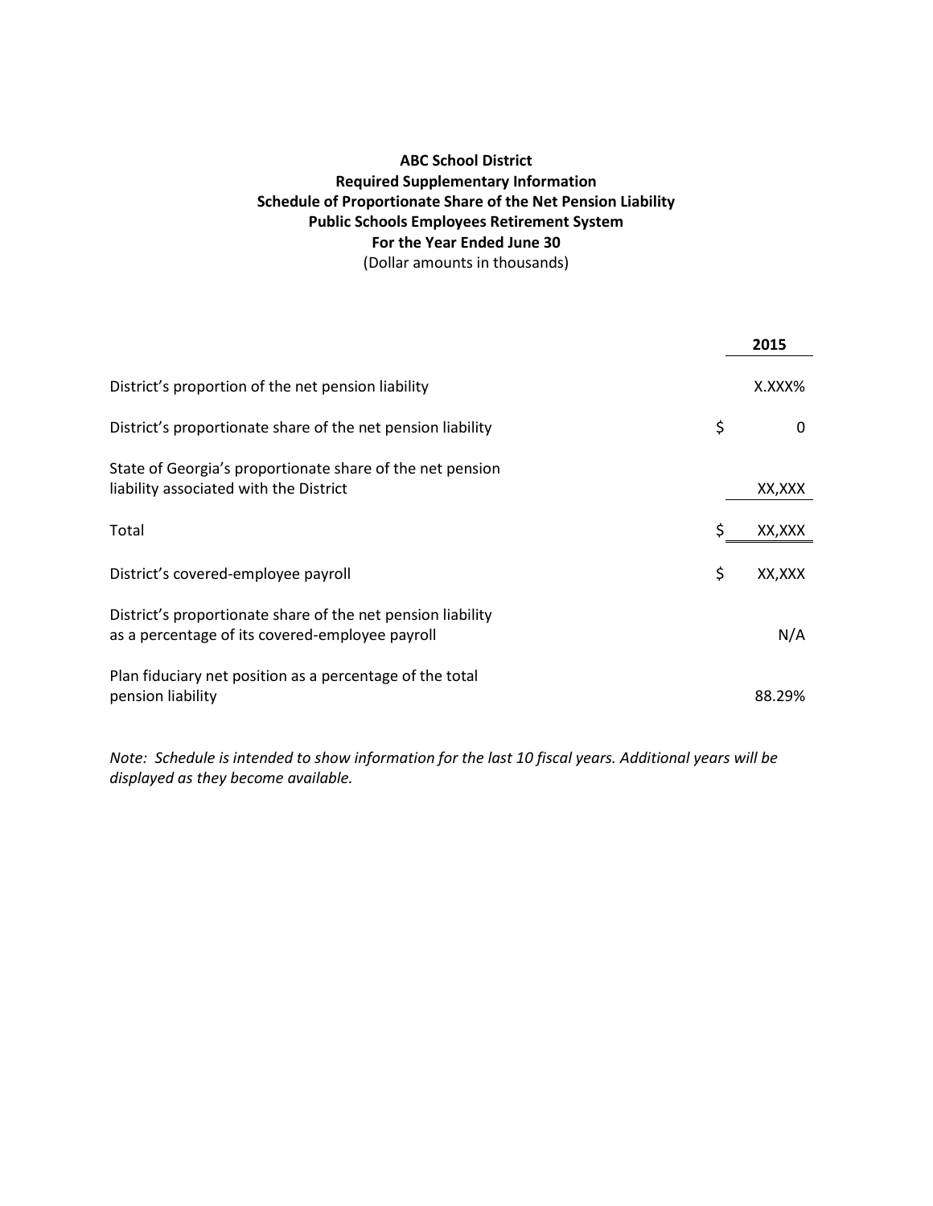**ABC School District**
**Required Supplementary Information**
**Schedule of Proportionate Share of the Net Pension Liability**
**Public Schools Employees Retirement System**
**For the Year Ended June 30**
(Dollar amounts in thousands)

| | 2015 |
|---|---|
| District's proportion of the net pension liability | X.XXX% |
| District's proportionate share of the net pension liability | $ 0 |
| State of Georgia's proportionate share of the net pension liability associated with the District | XX,XXX |
| Total | $ XX,XXX |
| District's covered-employee payroll | $ XX,XXX |
| District's proportionate share of the net pension liability as a percentage of its covered-employee payroll | N/A |
| Plan fiduciary net position as a percentage of the total pension liability | 88.29% |

*Note: Schedule is intended to show information for the last 10 fiscal years. Additional years will be displayed as they become available.*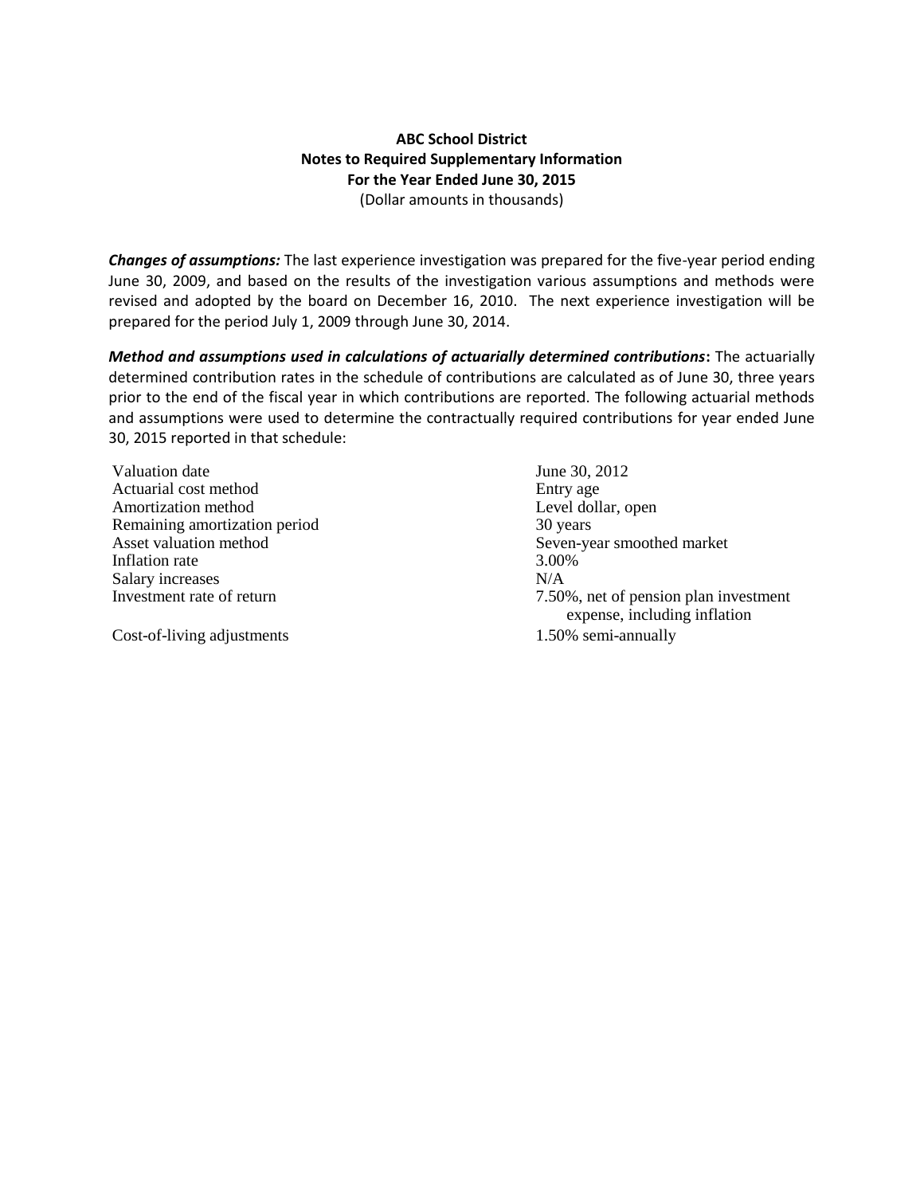**ABC School District**
**Notes to Required Supplementary Information**
**For the Year Ended June 30, 2015**
(Dollar amounts in thousands)

***Changes of assumptions:*** The last experience investigation was prepared for the five-year period ending June 30, 2009, and based on the results of the investigation various assumptions and methods were revised and adopted by the board on December 16, 2010. The next experience investigation will be prepared for the period July 1, 2009 through June 30, 2014.

***Method and assumptions used in calculations of actuarially determined contributions*:** The actuarially determined contribution rates in the schedule of contributions are calculated as of June 30, three years prior to the end of the fiscal year in which contributions are reported. The following actuarial methods and assumptions were used to determine the contractually required contributions for year ended June 30, 2015 reported in that schedule:

| | |
|---|---|
| Valuation date | June 30, 2012 |
| Actuarial cost method | Entry age |
| Amortization method | Level dollar, open |
| Remaining amortization period | 30 years |
| Asset valuation method | Seven-year smoothed market |
| Inflation rate | 3.00% |
| Salary increases | N/A |
| Investment rate of return | 7.50%, net of pension plan investment expense, including inflation |
| Cost-of-living adjustments | 1.50% semi-annually |